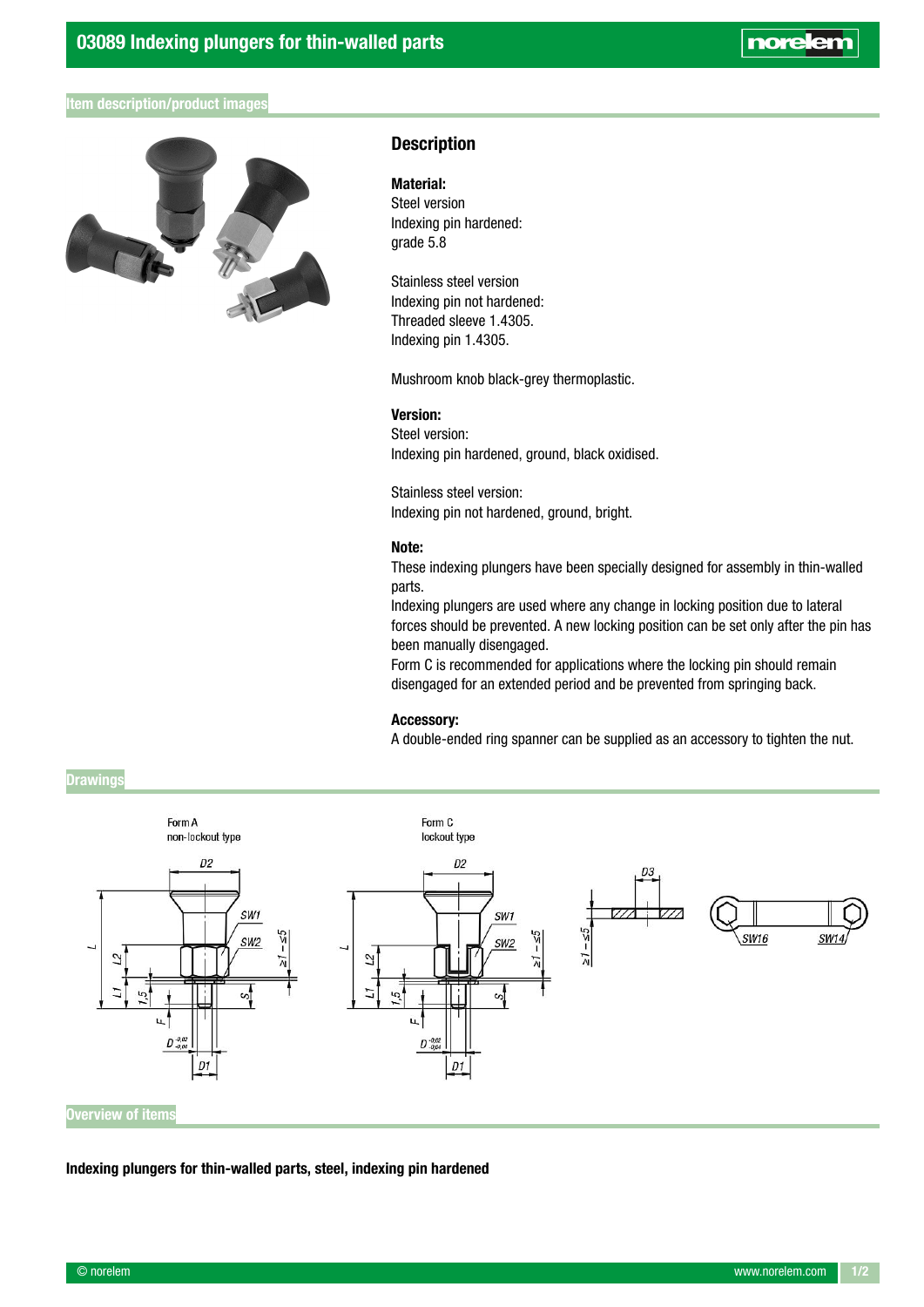# 03089 Indexing plungers for thin-walled parts

## Item description/product images

### Description

**Material:**
Steel version
Indexing pin hardened:
grade 5.8

Stainless steel version
Indexing pin not hardened:
Threaded sleeve 1.4305.
Indexing pin 1.4305.

Mushroom knob black-grey thermoplastic.

**Version:**
Steel version:
Indexing pin hardened, ground, black oxidised.

Stainless steel version:
Indexing pin not hardened, ground, bright.

**Note:**
These indexing plungers have been specially designed for assembly in thin-walled parts.
Indexing plungers are used where any change in locking position due to lateral forces should be prevented. A new locking position can be set only after the pin has been manually disengaged.
Form C is recommended for applications where the locking pin should remain disengaged for an extended period and be prevented from springing back.

**Accessory:**
A double-ended ring spanner can be supplied as an accessory to tighten the nut.

## Drawings

Form A
non-lockout type

Form C
lockout type

## Overview of items

**Indexing plungers for thin-walled parts, steel, indexing pin hardened**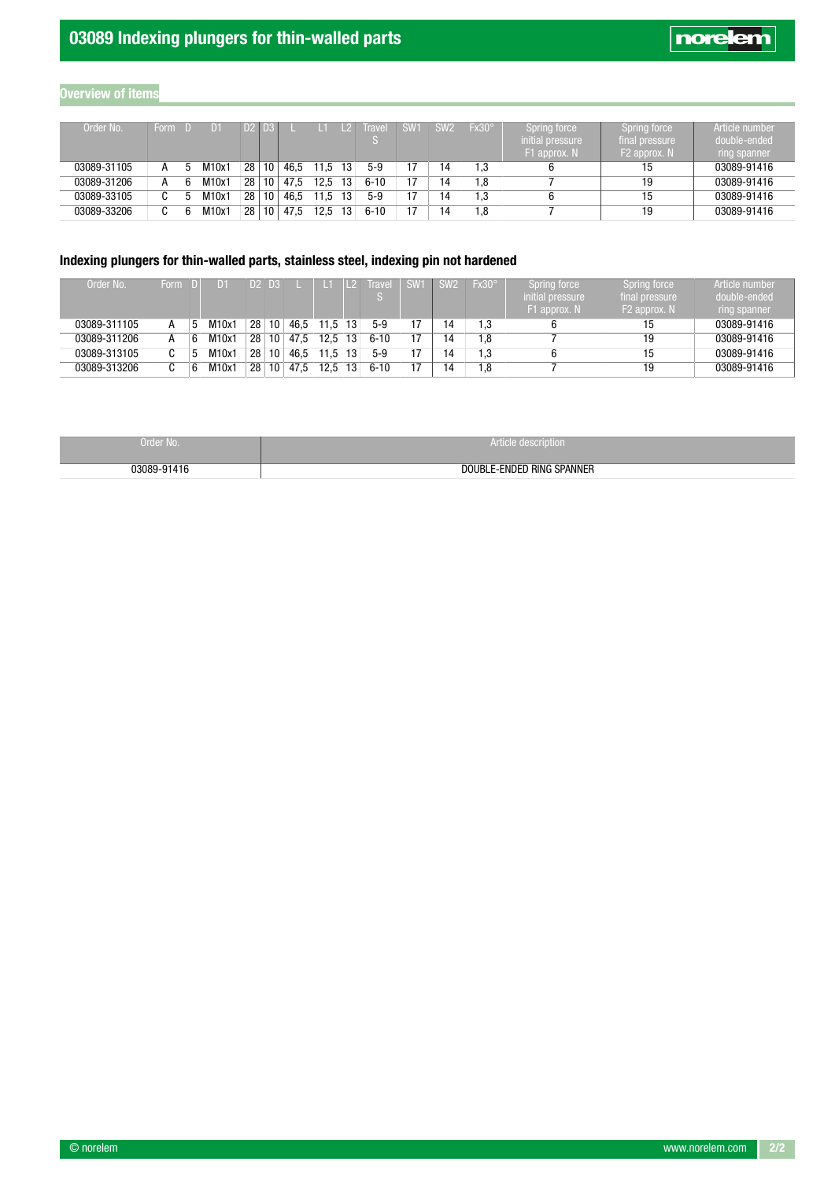# 03089 Indexing plungers for thin-walled parts

## Overview of items

| Order No. | Form | D | D1 | D2 | D3 | L | L1 | L2 | Travel S | SW1 | SW2 | Fx30° | Spring force initial pressure F1 approx. N | Spring force final pressure F2 approx. N | Article number double-ended ring spanner |
|---|---|---|---|---|---|---|---|---|---|---|---|---|---|---|---|
| 03089-31105 | A | 5 | M10x1 | 28 | 10 | 46,5 | 11,5 | 13 | 5-9 | 17 | 14 | 1,3 | 6 | 15 | 03089-91416 |
| 03089-31206 | A | 6 | M10x1 | 28 | 10 | 47,5 | 12,5 | 13 | 6-10 | 17 | 14 | 1,8 | 7 | 19 | 03089-91416 |
| 03089-33105 | C | 5 | M10x1 | 28 | 10 | 46,5 | 11,5 | 13 | 5-9 | 17 | 14 | 1,3 | 6 | 15 | 03089-91416 |
| 03089-33206 | C | 6 | M10x1 | 28 | 10 | 47,5 | 12,5 | 13 | 6-10 | 17 | 14 | 1,8 | 7 | 19 | 03089-91416 |

### Indexing plungers for thin-walled parts, stainless steel, indexing pin not hardened

| Order No. | Form | D | D1 | D2 | D3 | L | L1 | L2 | Travel S | SW1 | SW2 | Fx30° | Spring force initial pressure F1 approx. N | Spring force final pressure F2 approx. N | Article number double-ended ring spanner |
|---|---|---|---|---|---|---|---|---|---|---|---|---|---|---|---|
| 03089-311105 | A | 5 | M10x1 | 28 | 10 | 46,5 | 11,5 | 13 | 5-9 | 17 | 14 | 1,3 | 6 | 15 | 03089-91416 |
| 03089-311206 | A | 6 | M10x1 | 28 | 10 | 47,5 | 12,5 | 13 | 6-10 | 17 | 14 | 1,8 | 7 | 19 | 03089-91416 |
| 03089-313105 | C | 5 | M10x1 | 28 | 10 | 46,5 | 11,5 | 13 | 5-9 | 17 | 14 | 1,3 | 6 | 15 | 03089-91416 |
| 03089-313206 | C | 6 | M10x1 | 28 | 10 | 47,5 | 12,5 | 13 | 6-10 | 17 | 14 | 1,8 | 7 | 19 | 03089-91416 |

| Order No. | Article description |
|---|---|
| 03089-91416 | DOUBLE-ENDED RING SPANNER |